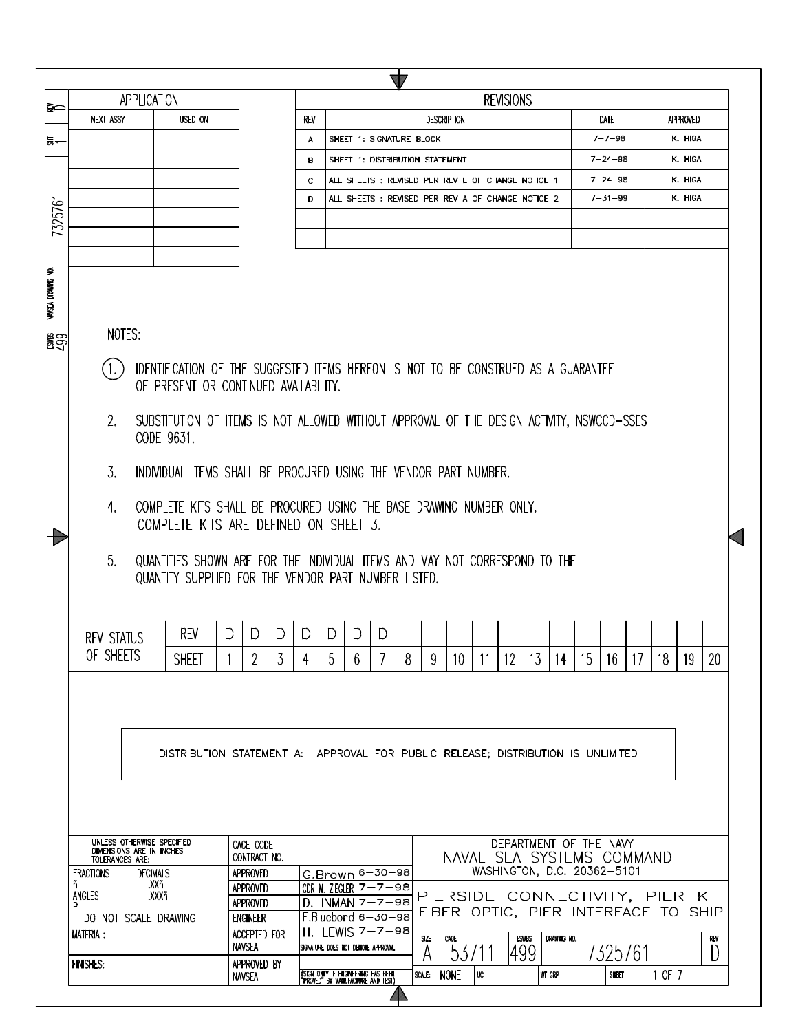| APPLICATION | |
|---|---|
| NEXT ASSY | USED ON |
| | |
| | |
| | |
| | |
| | |
| | |
| | |

**REVISIONS**

| REV | DESCRIPTION | DATE | APPROVED |
|---|---|---|---|
| A | SHEET 1: SIGNATURE BLOCK | 7-7-98 | K. HIGA |
| B | SHEET 1: DISTRIBUTION STATEMENT | 7-24-98 | K. HIGA |
| C | ALL SHEETS : REVISED PER REV L OF CHANGE NOTICE 1 | 7-24-98 | K. HIGA |
| D | ALL SHEETS : REVISED PER REV A OF CHANGE NOTICE 2 | 7-31-99 | K. HIGA |
| | | | |
| | | | |

REV D | SHT 1 | NAVSEA DRAWING NO. 7325761 | ESWBS 499

NOTES:

1. IDENTIFICATION OF THE SUGGESTED ITEMS HEREON IS NOT TO BE CONSTRUED AS A GUARANTEE OF PRESENT OR CONTINUED AVAILABILITY.
2. SUBSTITUTION OF ITEMS IS NOT ALLOWED WITHOUT APPROVAL OF THE DESIGN ACTIVITY, NSWCCD-SSES CODE 9631.
3. INDIVIDUAL ITEMS SHALL BE PROCURED USING THE VENDOR PART NUMBER.
4. COMPLETE KITS SHALL BE PROCURED USING THE BASE DRAWING NUMBER ONLY. COMPLETE KITS ARE DEFINED ON SHEET 3.
5. QUANTITIES SHOWN ARE FOR THE INDIVIDUAL ITEMS AND MAY NOT CORRESPOND TO THE QUANTITY SUPPLIED FOR THE VENDOR PART NUMBER LISTED.

| REV STATUS OF SHEETS | REV | D | D | D | D | D | D | D | | | | | | | | | | | | | |
|---|---|---|---|---|---|---|---|---|---|---|---|---|---|---|---|---|---|---|---|---|---|
| | SHEET | 1 | 2 | 3 | 4 | 5 | 6 | 7 | 8 | 9 | 10 | 11 | 12 | 13 | 14 | 15 | 16 | 17 | 18 | 19 | 20 |

DISTRIBUTION STATEMENT A: APPROVAL FOR PUBLIC RELEASE; DISTRIBUTION IS UNLIMITED

| UNLESS OTHERWISE SPECIFIED DIMENSIONS ARE IN INCHES TOLERANCES ARE: | CAGE CODE CONTRACT NO. | | |
|---|---|---|---|
| FRACTIONS ± DECIMALS .XX± | APPROVED | G.Brown | 6-30-98 |
| ANGLES ± .XXX± | APPROVED | CDR M. ZIEGLER | 7-7-98 |
| | APPROVED | D. INMAN | 7-7-98 |
| DO NOT SCALE DRAWING | ENGINEER | E.Bluebond | 6-30-98 |
| MATERIAL: | ACCEPTED FOR NAVSEA | H. LEWIS | 7-7-98 |
| | | SIGNATURE DOES NOT DENOTE APPROVAL | |
| FINISHES: | APPROVED BY NAVSEA | (SIGN ONLY IF ENGINEERING HAS BEEN "PROVED" BY MANUFACTURE AND TEST) | |

DEPARTMENT OF THE NAVY
NAVAL SEA SYSTEMS COMMAND
WASHINGTON, D.C. 20362-5101

PIERSIDE CONNECTIVITY, PIER KIT FIBER OPTIC, PIER INTERFACE TO SHIP

| SIZE | CAGE | ESWBS | DRAWING NO. | REV |
|---|---|---|---|---|
| A | 53711 | 499 | 7325761 | D |

SCALE: NONE | UCI | WT GRP | SHEET 1 OF 7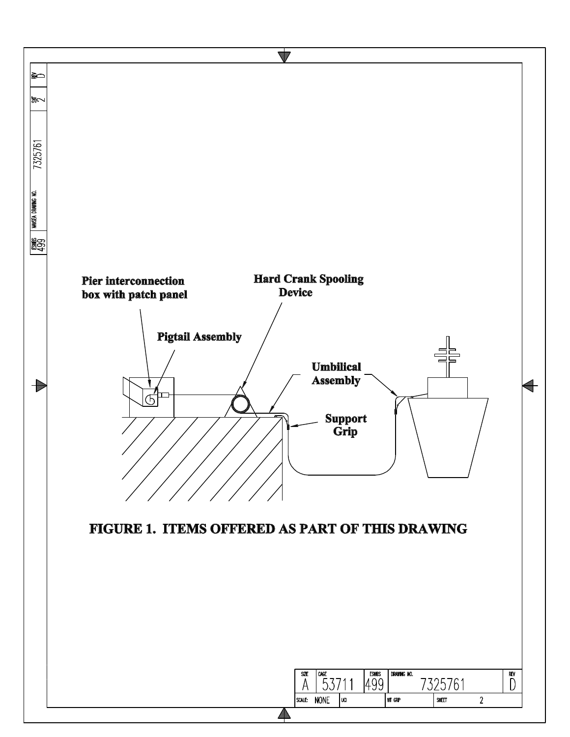Pier interconnection box with patch panel

Hard Crank Spooling Device

Pigtail Assembly

Umbilical Assembly

Support Grip

**FIGURE 1. ITEMS OFFERED AS PART OF THIS DRAWING**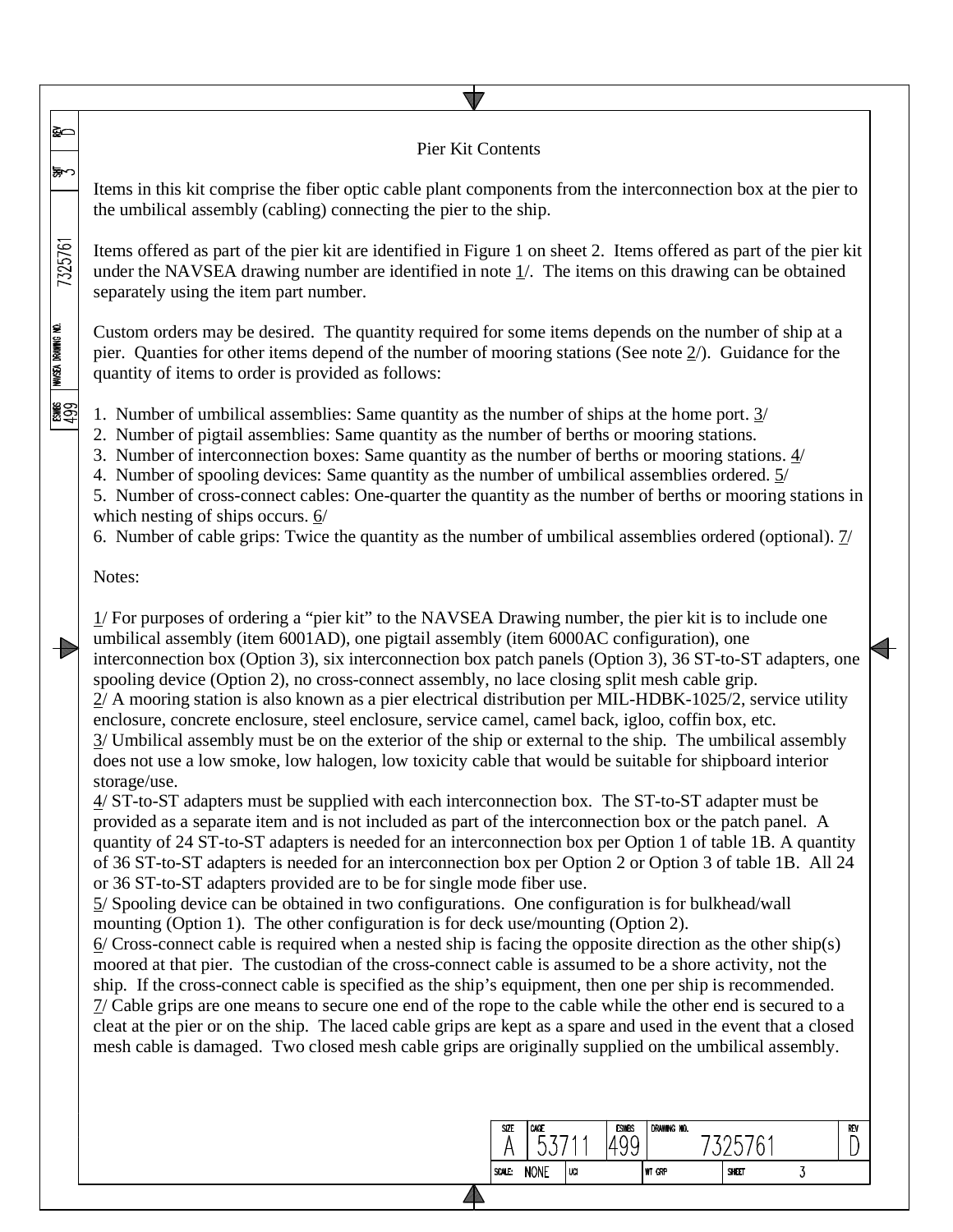# Pier Kit Contents

Items in this kit comprise the fiber optic cable plant components from the interconnection box at the pier to the umbilical assembly (cabling) connecting the pier to the ship.

Items offered as part of the pier kit are identified in Figure 1 on sheet 2. Items offered as part of the pier kit under the NAVSEA drawing number are identified in note 1/. The items on this drawing can be obtained separately using the item part number.

Custom orders may be desired. The quantity required for some items depends on the number of ship at a pier. Quanties for other items depend of the number of mooring stations (See note 2/). Guidance for the quantity of items to order is provided as follows:

1. Number of umbilical assemblies: Same quantity as the number of ships at the home port. 3/
2. Number of pigtail assemblies: Same quantity as the number of berths or mooring stations.
3. Number of interconnection boxes: Same quantity as the number of berths or mooring stations. 4/
4. Number of spooling devices: Same quantity as the number of umbilical assemblies ordered. 5/
5. Number of cross-connect cables: One-quarter the quantity as the number of berths or mooring stations in which nesting of ships occurs. 6/
6. Number of cable grips: Twice the quantity as the number of umbilical assemblies ordered (optional). 7/

Notes:

1/ For purposes of ordering a "pier kit" to the NAVSEA Drawing number, the pier kit is to include one umbilical assembly (item 6001AD), one pigtail assembly (item 6000AC configuration), one interconnection box (Option 3), six interconnection box patch panels (Option 3), 36 ST-to-ST adapters, one spooling device (Option 2), no cross-connect assembly, no lace closing split mesh cable grip.
2/ A mooring station is also known as a pier electrical distribution per MIL-HDBK-1025/2, service utility enclosure, concrete enclosure, steel enclosure, service camel, camel back, igloo, coffin box, etc.
3/ Umbilical assembly must be on the exterior of the ship or external to the ship. The umbilical assembly does not use a low smoke, low halogen, low toxicity cable that would be suitable for shipboard interior storage/use.
4/ ST-to-ST adapters must be supplied with each interconnection box. The ST-to-ST adapter must be provided as a separate item and is not included as part of the interconnection box or the patch panel. A quantity of 24 ST-to-ST adapters is needed for an interconnection box per Option 1 of table 1B. A quantity of 36 ST-to-ST adapters is needed for an interconnection box per Option 2 or Option 3 of table 1B. All 24 or 36 ST-to-ST adapters provided are to be for single mode fiber use.
5/ Spooling device can be obtained in two configurations. One configuration is for bulkhead/wall mounting (Option 1). The other configuration is for deck use/mounting (Option 2).
6/ Cross-connect cable is required when a nested ship is facing the opposite direction as the other ship(s) moored at that pier. The custodian of the cross-connect cable is assumed to be a shore activity, not the ship. If the cross-connect cable is specified as the ship's equipment, then one per ship is recommended.
7/ Cable grips are one means to secure one end of the rope to the cable while the other end is secured to a cleat at the pier or on the ship. The laced cable grips are kept as a spare and used in the event that a closed mesh cable is damaged. Two closed mesh cable grips are originally supplied on the umbilical assembly.

| SIZE | CAGE | ESWBS | DRAWING NO. | REV |
|---|---|---|---|---|
| A | 53711 | 499 | 7325761 | D |
| SCALE: NONE | UCI | | WT GRP | SHEET 3 |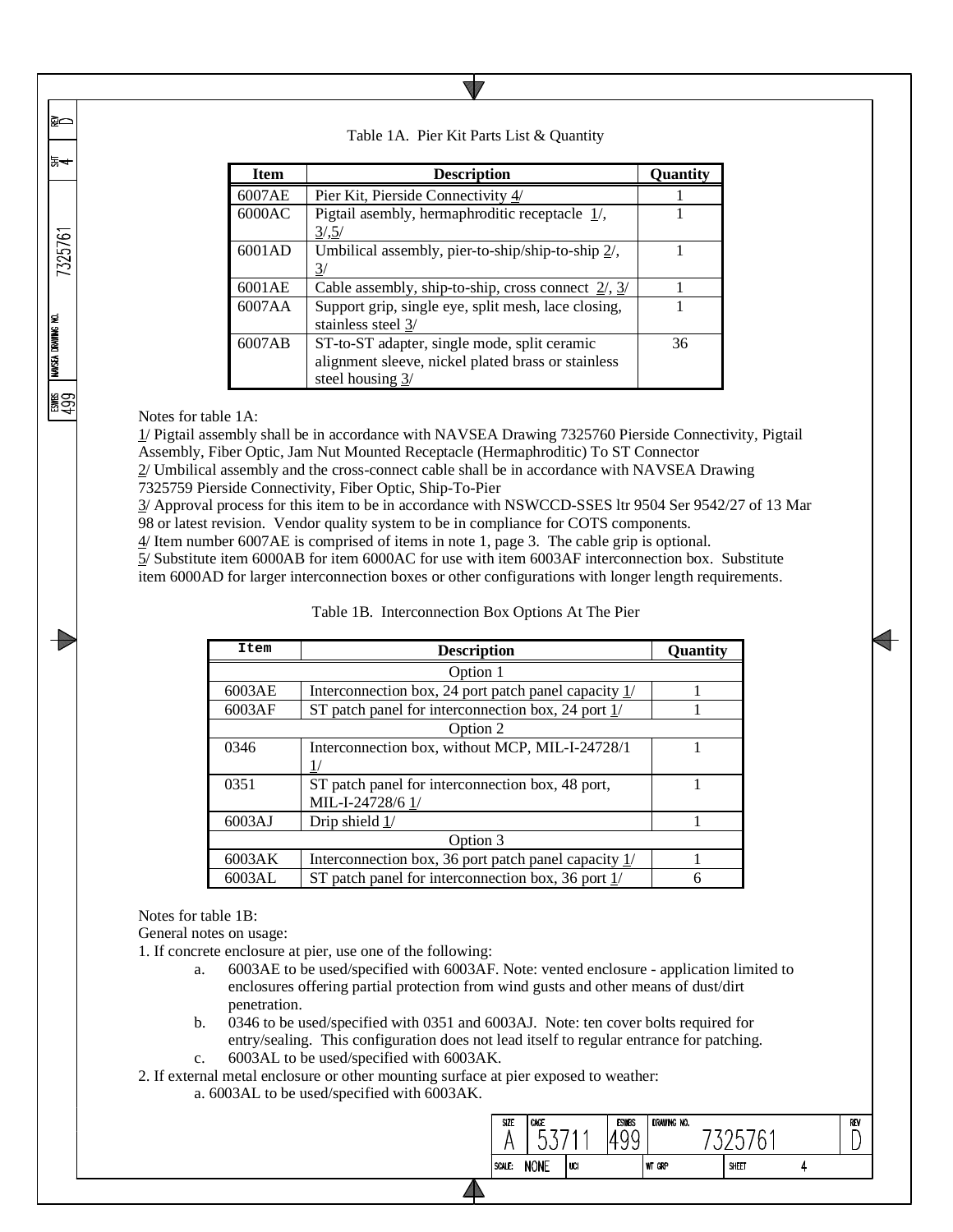Table 1A. Pier Kit Parts List & Quantity

| Item | Description | Quantity |
|---|---|---|
| 6007AE | Pier Kit, Pierside Connectivity 4/ | 1 |
| 6000AC | Pigtail asembly, hermaphroditic receptacle 1/, 3/,5/ | 1 |
| 6001AD | Umbilical assembly, pier-to-ship/ship-to-ship 2/, 3/ | 1 |
| 6001AE | Cable assembly, ship-to-ship, cross connect 2/, 3/ | 1 |
| 6007AA | Support grip, single eye, split mesh, lace closing, stainless steel 3/ | 1 |
| 6007AB | ST-to-ST adapter, single mode, split ceramic alignment sleeve, nickel plated brass or stainless steel housing 3/ | 36 |

Notes for table 1A:

1/ Pigtail assembly shall be in accordance with NAVSEA Drawing 7325760 Pierside Connectivity, Pigtail Assembly, Fiber Optic, Jam Nut Mounted Receptacle (Hermaphroditic) To ST Connector

2/ Umbilical assembly and the cross-connect cable shall be in accordance with NAVSEA Drawing 7325759 Pierside Connectivity, Fiber Optic, Ship-To-Pier

3/ Approval process for this item to be in accordance with NSWCCD-SSES ltr 9504 Ser 9542/27 of 13 Mar 98 or latest revision. Vendor quality system to be in compliance for COTS components.

4/ Item number 6007AE is comprised of items in note 1, page 3. The cable grip is optional.

5/ Substitute item 6000AB for item 6000AC for use with item 6003AF interconnection box. Substitute item 6000AD for larger interconnection boxes or other configurations with longer length requirements.

Table 1B. Interconnection Box Options At The Pier

| Item | Description | Quantity |
|---|---|---|
| | Option 1 | |
| 6003AE | Interconnection box, 24 port patch panel capacity 1/ | 1 |
| 6003AF | ST patch panel for interconnection box, 24 port 1/ | 1 |
| | Option 2 | |
| 0346 | Interconnection box, without MCP, MIL-I-24728/1 1/ | 1 |
| 0351 | ST patch panel for interconnection box, 48 port, MIL-I-24728/6 1/ | 1 |
| 6003AJ | Drip shield 1/ | 1 |
| | Option 3 | |
| 6003AK | Interconnection box, 36 port patch panel capacity 1/ | 1 |
| 6003AL | ST patch panel for interconnection box, 36 port 1/ | 6 |

Notes for table 1B:

General notes on usage:

1. If concrete enclosure at pier, use one of the following:
   a. 6003AE to be used/specified with 6003AF. Note: vented enclosure - application limited to enclosures offering partial protection from wind gusts and other means of dust/dirt penetration.
   b. 0346 to be used/specified with 0351 and 6003AJ. Note: ten cover bolts required for entry/sealing. This configuration does not lead itself to regular entrance for patching.
   c. 6003AL to be used/specified with 6003AK.
2. If external metal enclosure or other mounting surface at pier exposed to weather:
   a. 6003AL to be used/specified with 6003AK.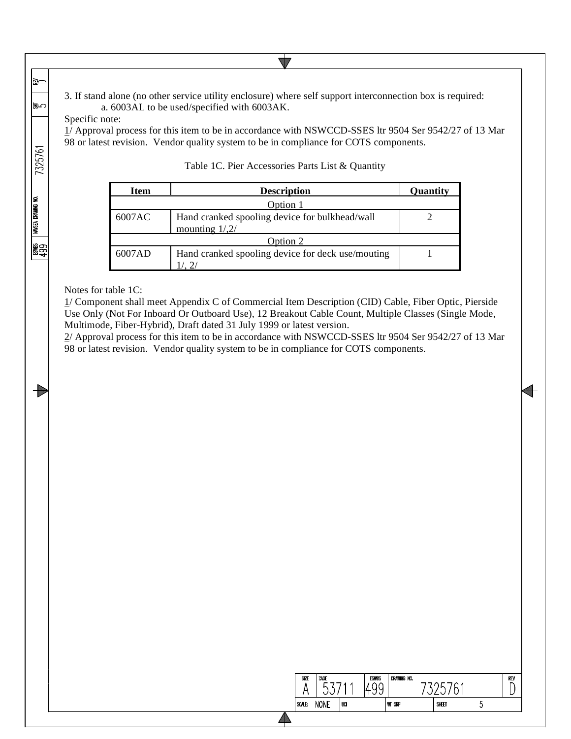3. If stand alone (no other service utility enclosure) where self support interconnection box is required:
   a. 6003AL to be used/specified with 6003AK.

Specific note:

1/ Approval process for this item to be in accordance with NSWCCD-SSES ltr 9504 Ser 9542/27 of 13 Mar 98 or latest revision. Vendor quality system to be in compliance for COTS components.

Table 1C. Pier Accessories Parts List & Quantity

| Item | Description | Quantity |
|---|---|---|
| Option 1 | | |
| 6007AC | Hand cranked spooling device for bulkhead/wall mounting 1/,2/ | 2 |
| Option 2 | | |
| 6007AD | Hand cranked spooling device for deck use/mouting 1/, 2/ | 1 |

Notes for table 1C:

1/ Component shall meet Appendix C of Commercial Item Description (CID) Cable, Fiber Optic, Pierside Use Only (Not For Inboard Or Outboard Use), 12 Breakout Cable Count, Multiple Classes (Single Mode, Multimode, Fiber-Hybrid), Draft dated 31 July 1999 or latest version.

2/ Approval process for this item to be in accordance with NSWCCD-SSES ltr 9504 Ser 9542/27 of 13 Mar 98 or latest revision. Vendor quality system to be in compliance for COTS components.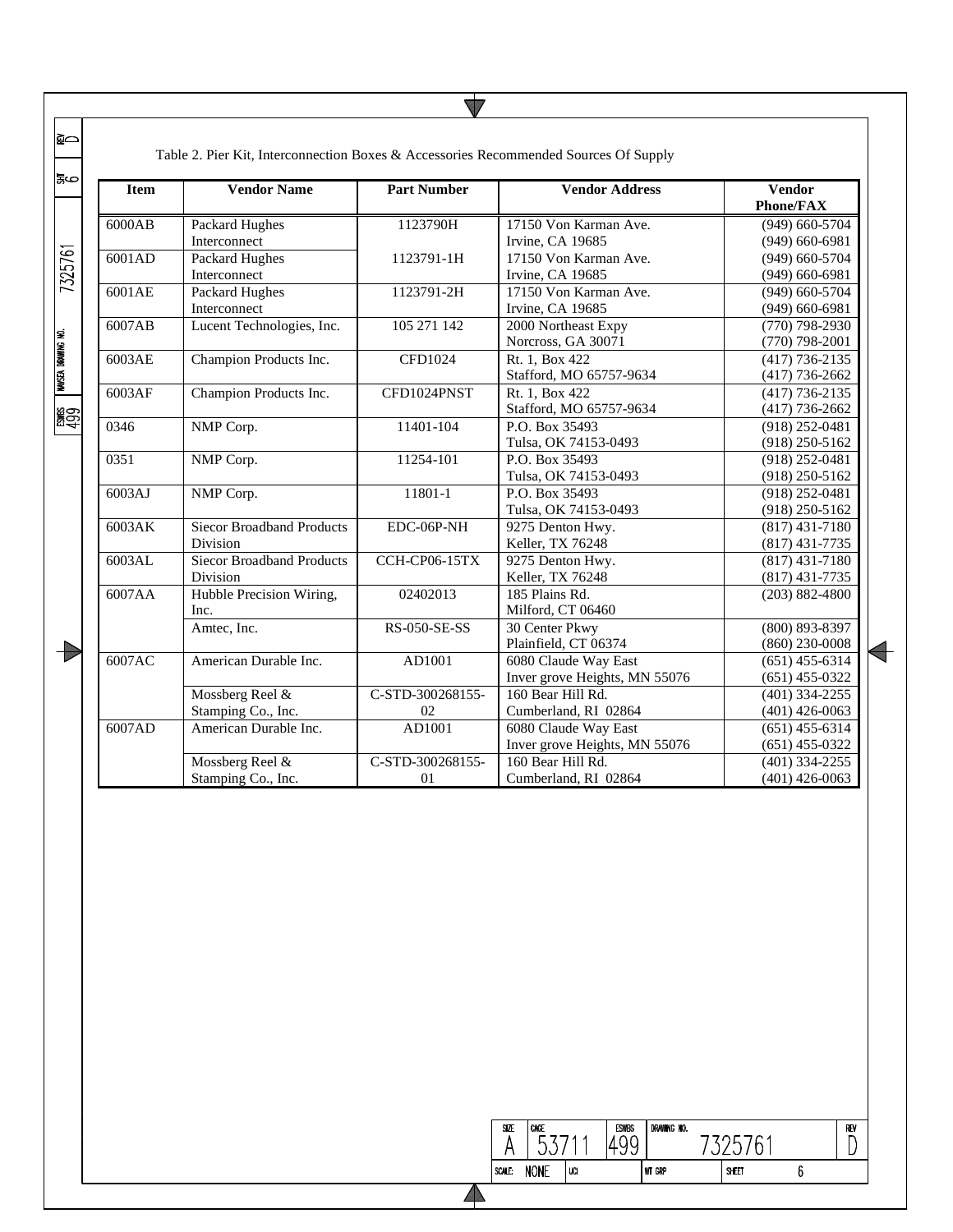Table 2. Pier Kit, Interconnection Boxes & Accessories Recommended Sources Of Supply

| Item | Vendor Name | Part Number | Vendor Address | Vendor Phone/FAX |
|---|---|---|---|---|
| 6000AB | Packard Hughes Interconnect | 1123790H | 17150 Von Karman Ave. Irvine, CA 19685 | (949) 660-5704 (949) 660-6981 |
| 6001AD | Packard Hughes Interconnect | 1123791-1H | 17150 Von Karman Ave. Irvine, CA 19685 | (949) 660-5704 (949) 660-6981 |
| 6001AE | Packard Hughes Interconnect | 1123791-2H | 17150 Von Karman Ave. Irvine, CA 19685 | (949) 660-5704 (949) 660-6981 |
| 6007AB | Lucent Technologies, Inc. | 105 271 142 | 2000 Northeast Expy Norcross, GA 30071 | (770) 798-2930 (770) 798-2001 |
| 6003AE | Champion Products Inc. | CFD1024 | Rt. 1, Box 422 Stafford, MO 65757-9634 | (417) 736-2135 (417) 736-2662 |
| 6003AF | Champion Products Inc. | CFD1024PNST | Rt. 1, Box 422 Stafford, MO 65757-9634 | (417) 736-2135 (417) 736-2662 |
| 0346 | NMP Corp. | 11401-104 | P.O. Box 35493 Tulsa, OK 74153-0493 | (918) 252-0481 (918) 250-5162 |
| 0351 | NMP Corp. | 11254-101 | P.O. Box 35493 Tulsa, OK 74153-0493 | (918) 252-0481 (918) 250-5162 |
| 6003AJ | NMP Corp. | 11801-1 | P.O. Box 35493 Tulsa, OK 74153-0493 | (918) 252-0481 (918) 250-5162 |
| 6003AK | Siecor Broadband Products Division | EDC-06P-NH | 9275 Denton Hwy. Keller, TX 76248 | (817) 431-7180 (817) 431-7735 |
| 6003AL | Siecor Broadband Products Division | CCH-CP06-15TX | 9275 Denton Hwy. Keller, TX 76248 | (817) 431-7180 (817) 431-7735 |
| 6007AA | Hubble Precision Wiring, Inc. | 02402013 | 185 Plains Rd. Milford, CT 06460 | (203) 882-4800 |
| | Amtec, Inc. | RS-050-SE-SS | 30 Center Pkwy Plainfield, CT 06374 | (800) 893-8397 (860) 230-0008 |
| 6007AC | American Durable Inc. | AD1001 | 6080 Claude Way East Inver grove Heights, MN 55076 | (651) 455-6314 (651) 455-0322 |
| | Mossberg Reel & Stamping Co., Inc. | C-STD-300268155-02 | 160 Bear Hill Rd. Cumberland, RI 02864 | (401) 334-2255 (401) 426-0063 |
| 6007AD | American Durable Inc. | AD1001 | 6080 Claude Way East Inver grove Heights, MN 55076 | (651) 455-6314 (651) 455-0322 |
| | Mossberg Reel & Stamping Co., Inc. | C-STD-300268155-01 | 160 Bear Hill Rd. Cumberland, RI 02864 | (401) 334-2255 (401) 426-0063 |

| SIZE | CAGE | ESWBS | DRAWING NO. | REV |
|---|---|---|---|---|
| A | 53711 | 499 | 7325761 | D |
| SCALE: NONE | UCI | | WT GRP | SHEET 6 |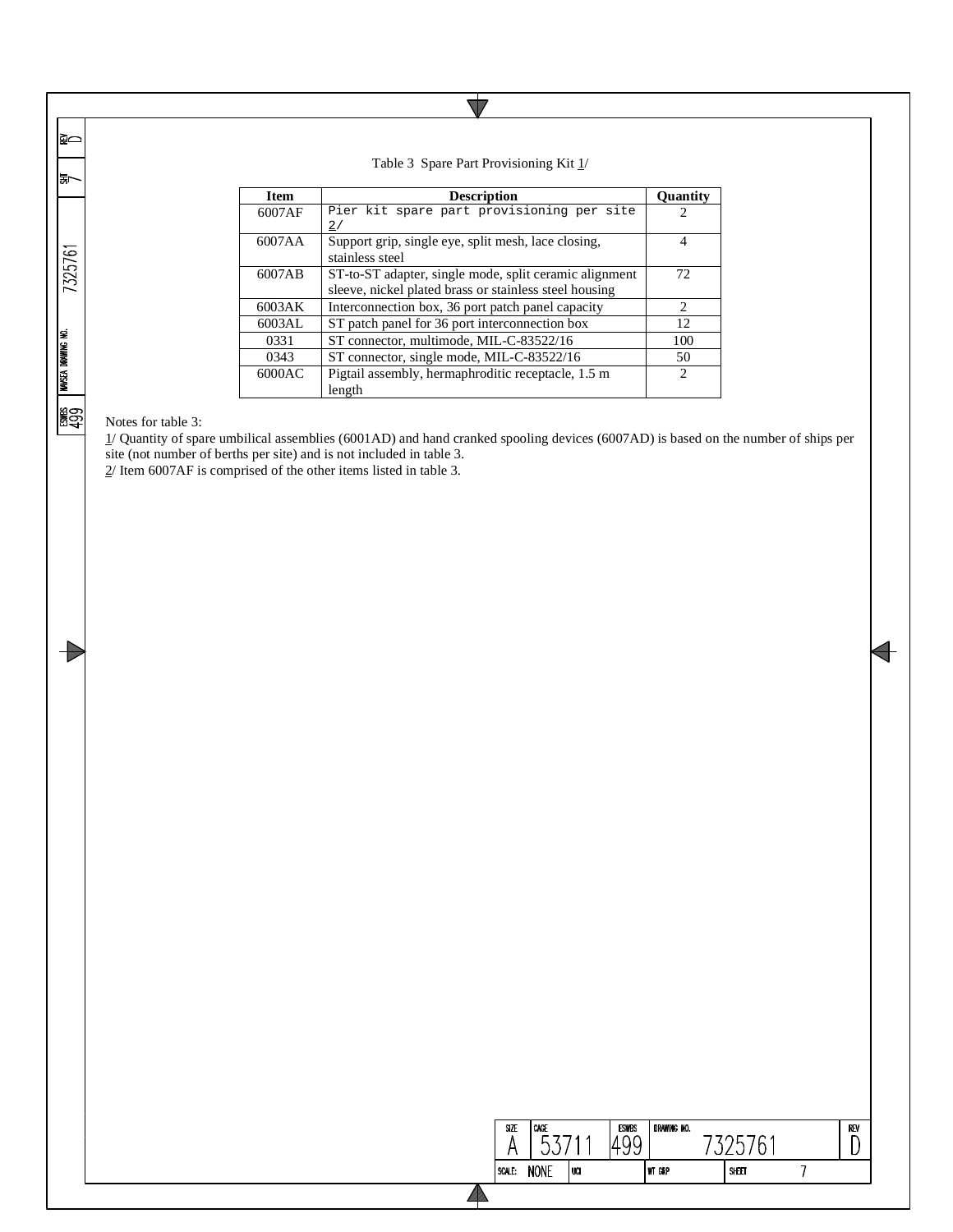Table 3 Spare Part Provisioning Kit 1/

| Item | Description | Quantity |
|---|---|---|
| 6007AF | Pier kit spare part provisioning per site 2/ | 2 |
| 6007AA | Support grip, single eye, split mesh, lace closing, stainless steel | 4 |
| 6007AB | ST-to-ST adapter, single mode, split ceramic alignment sleeve, nickel plated brass or stainless steel housing | 72 |
| 6003AK | Interconnection box, 36 port patch panel capacity | 2 |
| 6003AL | ST patch panel for 36 port interconnection box | 12 |
| 0331 | ST connector, multimode, MIL-C-83522/16 | 100 |
| 0343 | ST connector, single mode, MIL-C-83522/16 | 50 |
| 6000AC | Pigtail assembly, hermaphroditic receptacle, 1.5 m length | 2 |

Notes for table 3:

1/ Quantity of spare umbilical assemblies (6001AD) and hand cranked spooling devices (6007AD) is based on the number of ships per site (not number of berths per site) and is not included in table 3.

2/ Item 6007AF is comprised of the other items listed in table 3.